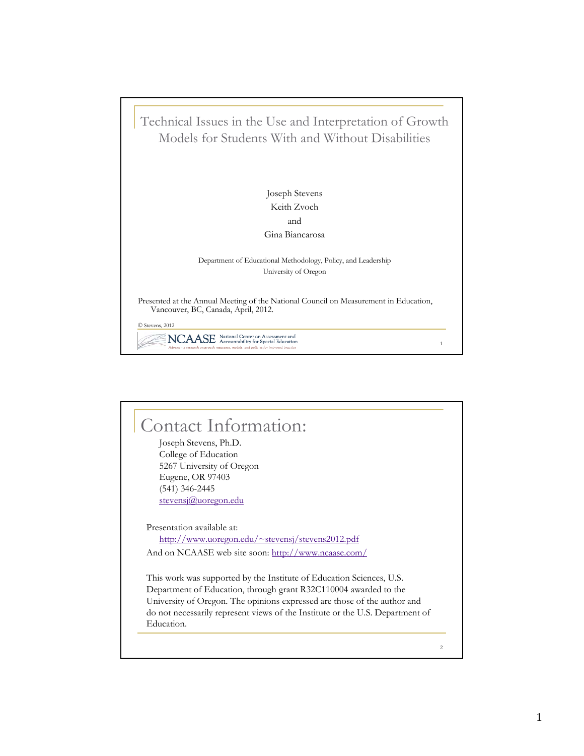# Technical Issues in the Use and Interpretation of Growth Models for Students With and Without Disabilities

Joseph Stevens
Keith Zvoch
and
Gina Biancarosa

Department of Educational Methodology, Policy, and Leadership
University of Oregon

Presented at the Annual Meeting of the National Council on Measurement in Education, Vancouver, BC, Canada, April, 2012.

© Stevens, 2012

NCAASE National Center on Assessment and Accountability for Special Education
*Advancing research on growth measures, models, and policies for improved practice*

# Contact Information:

Joseph Stevens, Ph.D.
College of Education
5267 University of Oregon
Eugene, OR 97403
(541) 346-2445
stevensj@uoregon.edu

Presentation available at:
http://www.uoregon.edu/~stevensj/stevens2012.pdf
And on NCAASE web site soon: http://www.ncaase.com/

This work was supported by the Institute of Education Sciences, U.S. Department of Education, through grant R32C110004 awarded to the University of Oregon. The opinions expressed are those of the author and do not necessarily represent views of the Institute or the U.S. Department of Education.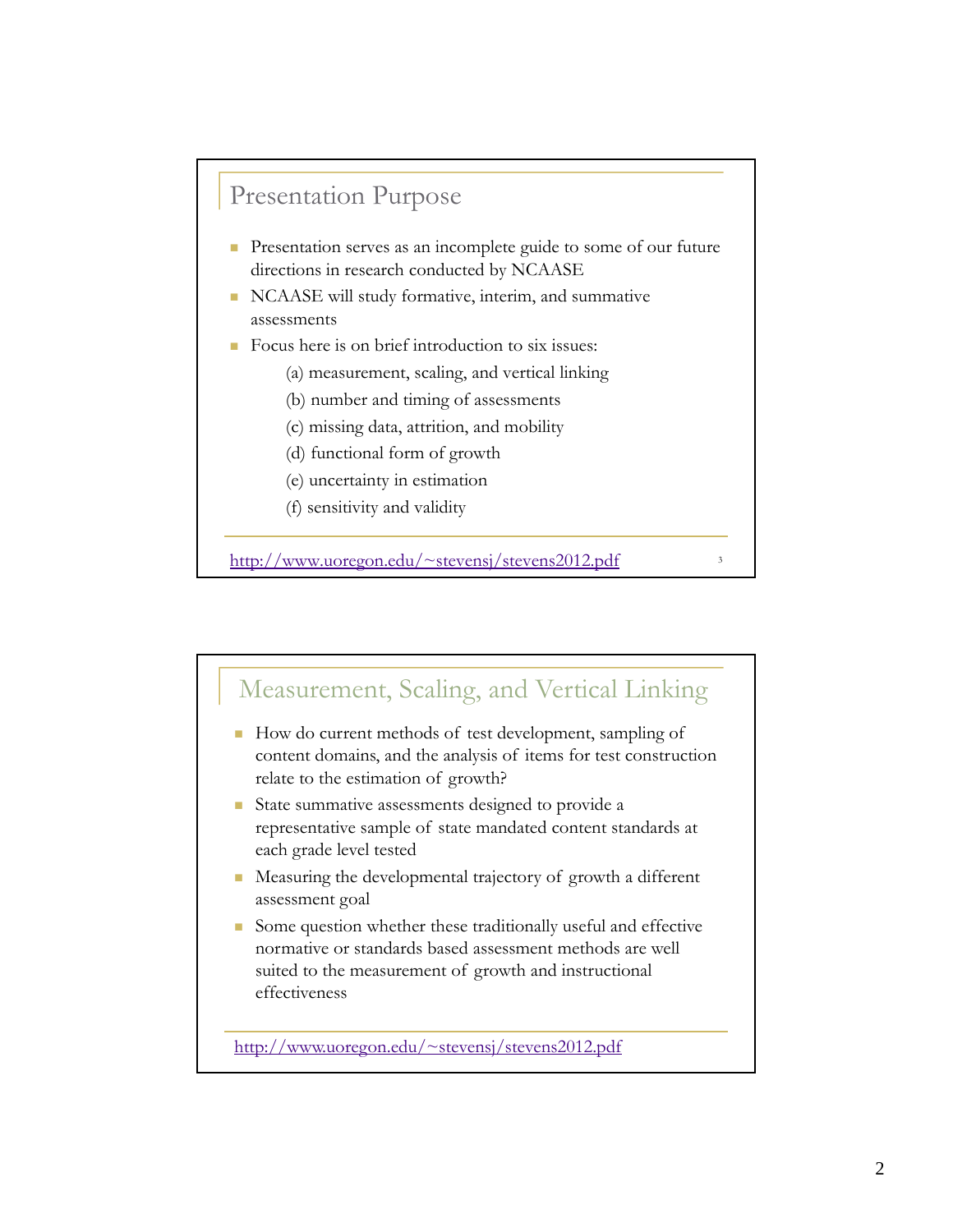## Presentation Purpose

- Presentation serves as an incomplete guide to some of our future directions in research conducted by NCAASE
- NCAASE will study formative, interim, and summative assessments
- Focus here is on brief introduction to six issues:
  - (a) measurement, scaling, and vertical linking
  - (b) number and timing of assessments
  - (c) missing data, attrition, and mobility
  - (d) functional form of growth
  - (e) uncertainty in estimation
  - (f) sensitivity and validity

http://www.uoregon.edu/~stevensj/stevens2012.pdf

## Measurement, Scaling, and Vertical Linking

- How do current methods of test development, sampling of content domains, and the analysis of items for test construction relate to the estimation of growth?
- State summative assessments designed to provide a representative sample of state mandated content standards at each grade level tested
- Measuring the developmental trajectory of growth a different assessment goal
- Some question whether these traditionally useful and effective normative or standards based assessment methods are well suited to the measurement of growth and instructional effectiveness

http://www.uoregon.edu/~stevensj/stevens2012.pdf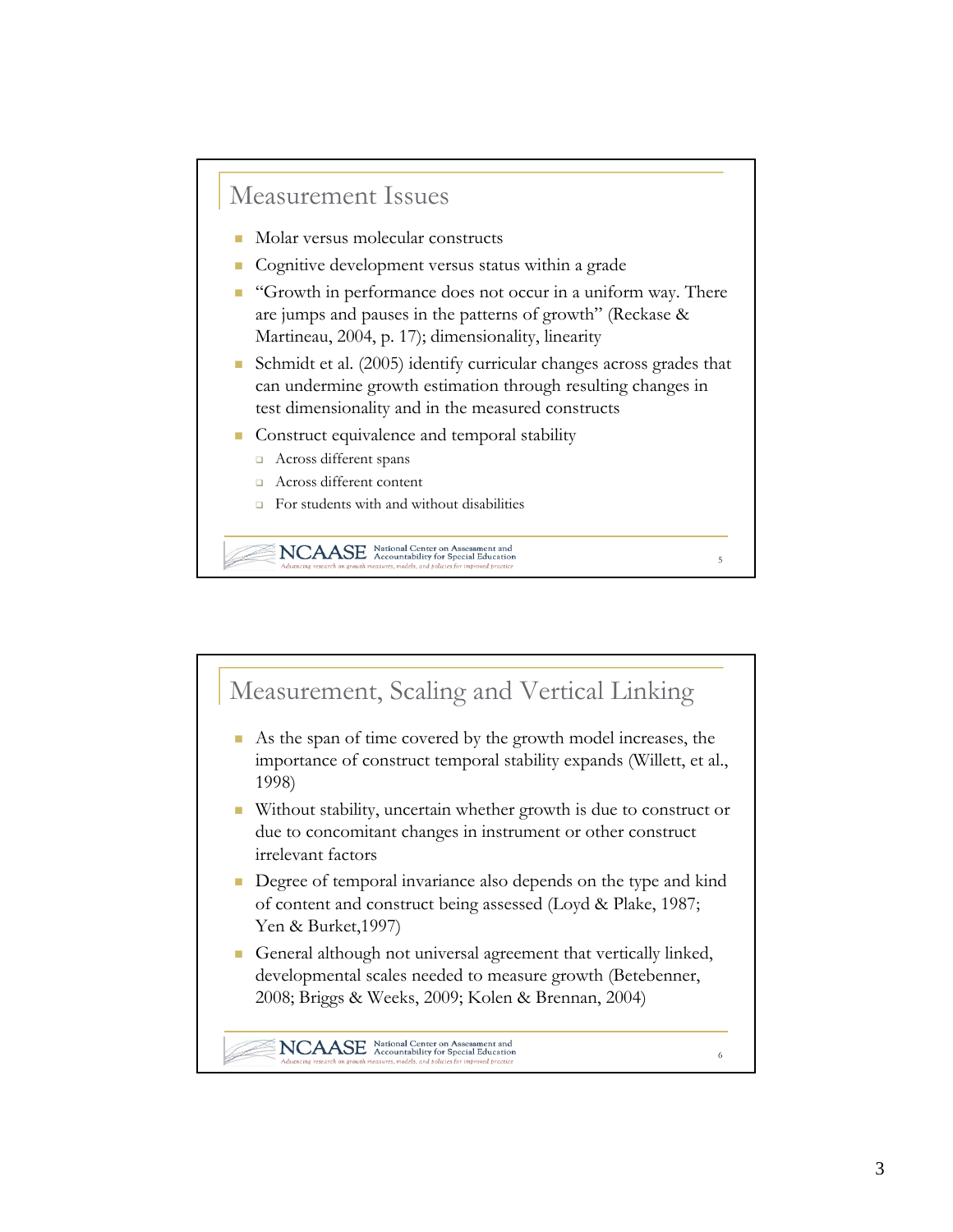## Measurement Issues

- Molar versus molecular constructs
- Cognitive development versus status within a grade
- "Growth in performance does not occur in a uniform way. There are jumps and pauses in the patterns of growth" (Reckase & Martineau, 2004, p. 17); dimensionality, linearity
- Schmidt et al. (2005) identify curricular changes across grades that can undermine growth estimation through resulting changes in test dimensionality and in the measured constructs
- Construct equivalence and temporal stability
  - Across different spans
  - Across different content
  - For students with and without disabilities

## Measurement, Scaling and Vertical Linking

- As the span of time covered by the growth model increases, the importance of construct temporal stability expands (Willett, et al., 1998)
- Without stability, uncertain whether growth is due to construct or due to concomitant changes in instrument or other construct irrelevant factors
- Degree of temporal invariance also depends on the type and kind of content and construct being assessed (Loyd & Plake, 1987; Yen & Burket,1997)
- General although not universal agreement that vertically linked, developmental scales needed to measure growth (Betebenner, 2008; Briggs & Weeks, 2009; Kolen & Brennan, 2004)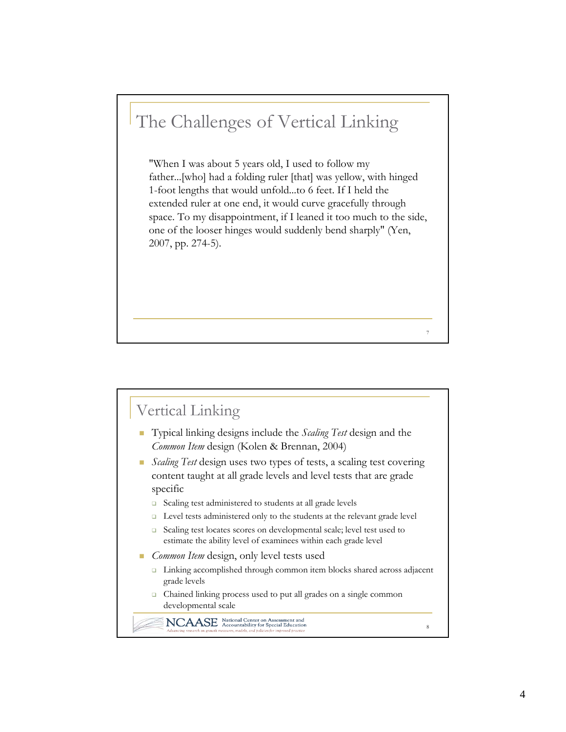## The Challenges of Vertical Linking

"When I was about 5 years old, I used to follow my father...[who] had a folding ruler [that] was yellow, with hinged 1-foot lengths that would unfold...to 6 feet. If I held the extended ruler at one end, it would curve gracefully through space. To my disappointment, if I leaned it too much to the side, one of the looser hinges would suddenly bend sharply" (Yen, 2007, pp. 274-5).

## Vertical Linking

- Typical linking designs include the *Scaling Test* design and the *Common Item* design (Kolen & Brennan, 2004)
- *Scaling Test* design uses two types of tests, a scaling test covering content taught at all grade levels and level tests that are grade specific
  - Scaling test administered to students at all grade levels
  - Level tests administered only to the students at the relevant grade level
  - Scaling test locates scores on developmental scale; level test used to estimate the ability level of examinees within each grade level
- *Common Item* design, only level tests used
  - Linking accomplished through common item blocks shared across adjacent grade levels
  - Chained linking process used to put all grades on a single common developmental scale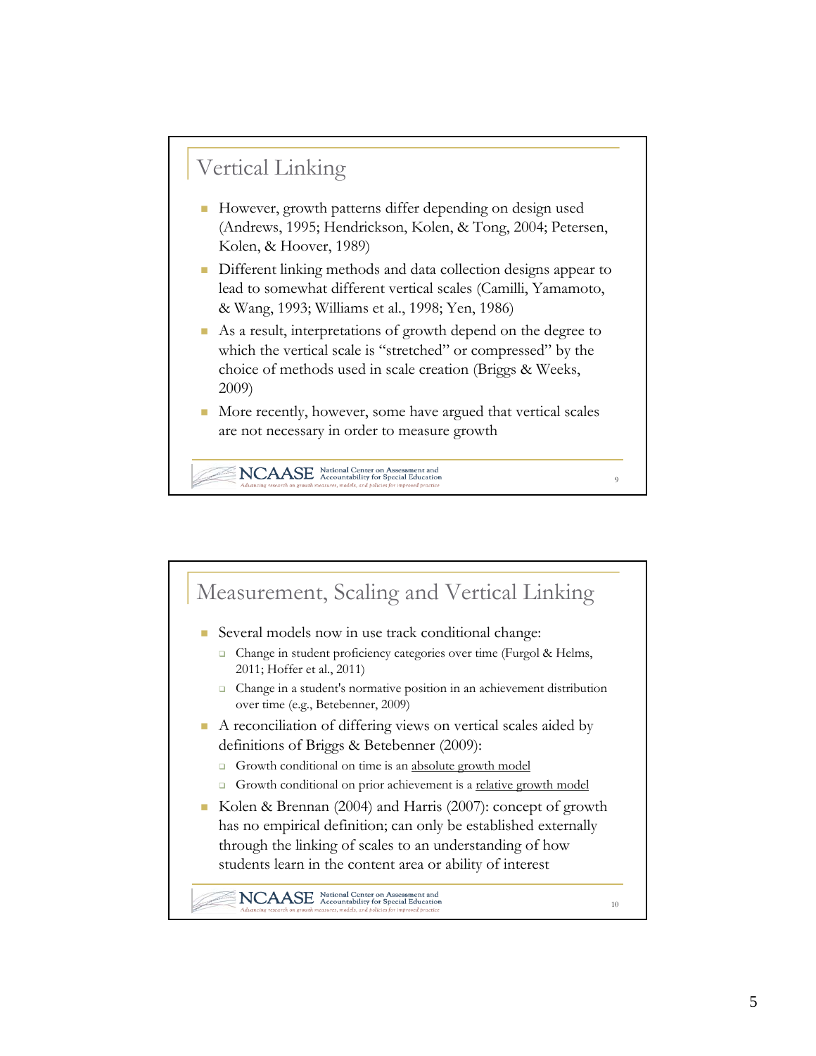## Vertical Linking

- However, growth patterns differ depending on design used (Andrews, 1995; Hendrickson, Kolen, & Tong, 2004; Petersen, Kolen, & Hoover, 1989)
- Different linking methods and data collection designs appear to lead to somewhat different vertical scales (Camilli, Yamamoto, & Wang, 1993; Williams et al., 1998; Yen, 1986)
- As a result, interpretations of growth depend on the degree to which the vertical scale is "stretched" or compressed" by the choice of methods used in scale creation (Briggs & Weeks, 2009)
- More recently, however, some have argued that vertical scales are not necessary in order to measure growth

## Measurement, Scaling and Vertical Linking

- Several models now in use track conditional change:
  - Change in student proficiency categories over time (Furgol & Helms, 2011; Hoffer et al., 2011)
  - Change in a student's normative position in an achievement distribution over time (e.g., Betebenner, 2009)
- A reconciliation of differing views on vertical scales aided by definitions of Briggs & Betebenner (2009):
  - Growth conditional on time is an <u>absolute growth model</u>
  - Growth conditional on prior achievement is a <u>relative growth model</u>
- Kolen & Brennan (2004) and Harris (2007): concept of growth has no empirical definition; can only be established externally through the linking of scales to an understanding of how students learn in the content area or ability of interest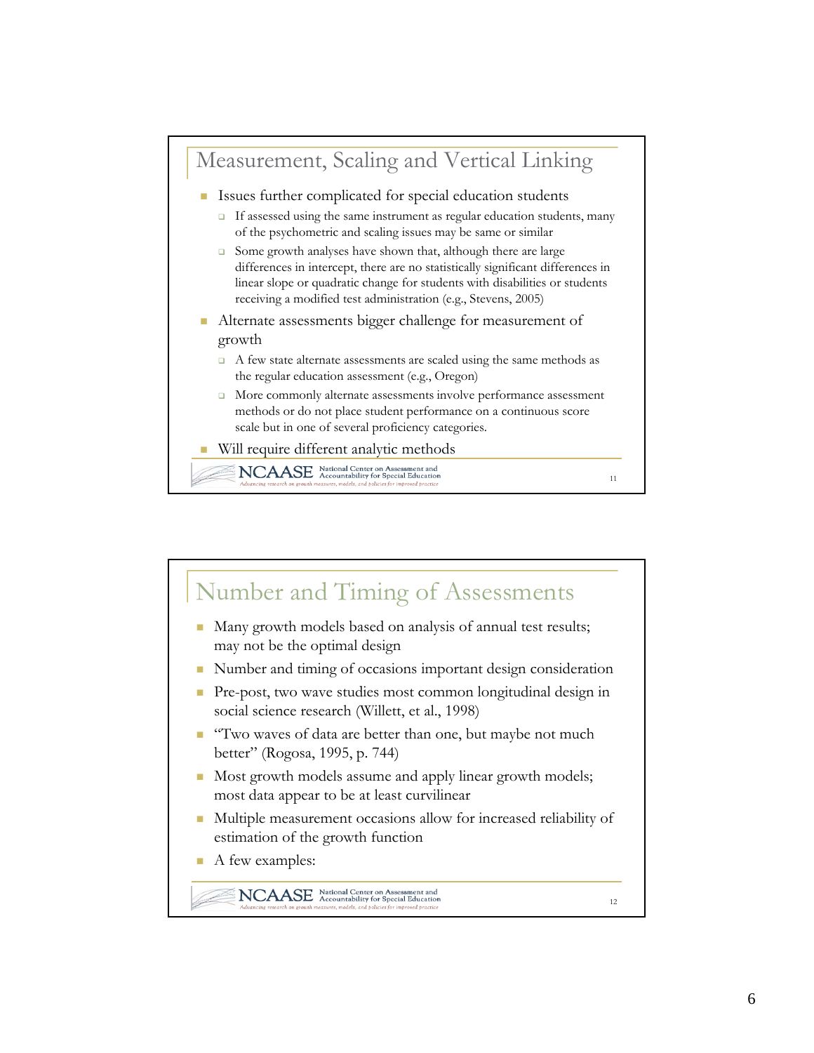## Measurement, Scaling and Vertical Linking

- Issues further complicated for special education students
  - If assessed using the same instrument as regular education students, many of the psychometric and scaling issues may be same or similar
  - Some growth analyses have shown that, although there are large differences in intercept, there are no statistically significant differences in linear slope or quadratic change for students with disabilities or students receiving a modified test administration (e.g., Stevens, 2005)
- Alternate assessments bigger challenge for measurement of growth
  - A few state alternate assessments are scaled using the same methods as the regular education assessment (e.g., Oregon)
  - More commonly alternate assessments involve performance assessment methods or do not place student performance on a continuous score scale but in one of several proficiency categories.
- Will require different analytic methods

NCAASE National Center on Assessment and Accountability for Special Education
*Advancing research on growth measures, models, and policies for improved practice*

## Number and Timing of Assessments

- Many growth models based on analysis of annual test results; may not be the optimal design
- Number and timing of occasions important design consideration
- Pre-post, two wave studies most common longitudinal design in social science research (Willett, et al., 1998)
- "Two waves of data are better than one, but maybe not much better" (Rogosa, 1995, p. 744)
- Most growth models assume and apply linear growth models; most data appear to be at least curvilinear
- Multiple measurement occasions allow for increased reliability of estimation of the growth function
- A few examples:

NCAASE National Center on Assessment and Accountability for Special Education
*Advancing research on growth measures, models, and policies for improved practice*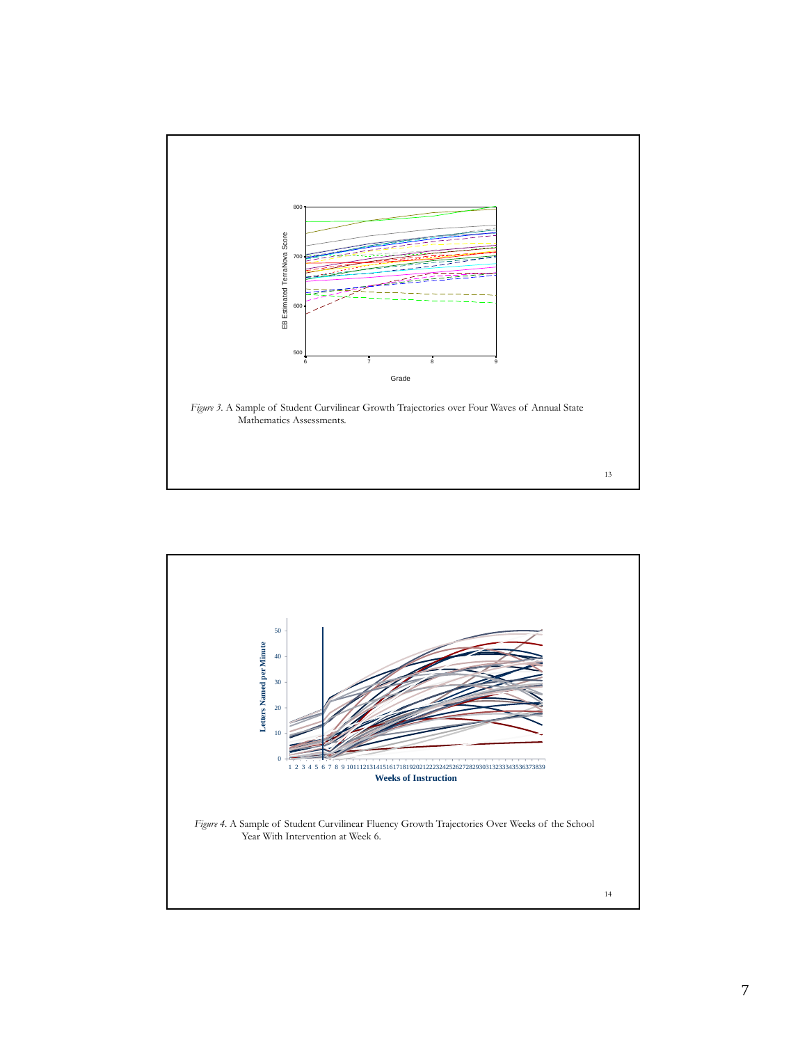*Figure 3*. A Sample of Student Curvilinear Growth Trajectories over Four Waves of Annual State Mathematics Assessments.

*Figure 4*. A Sample of Student Curvilinear Fluency Growth Trajectories Over Weeks of the School Year With Intervention at Week 6.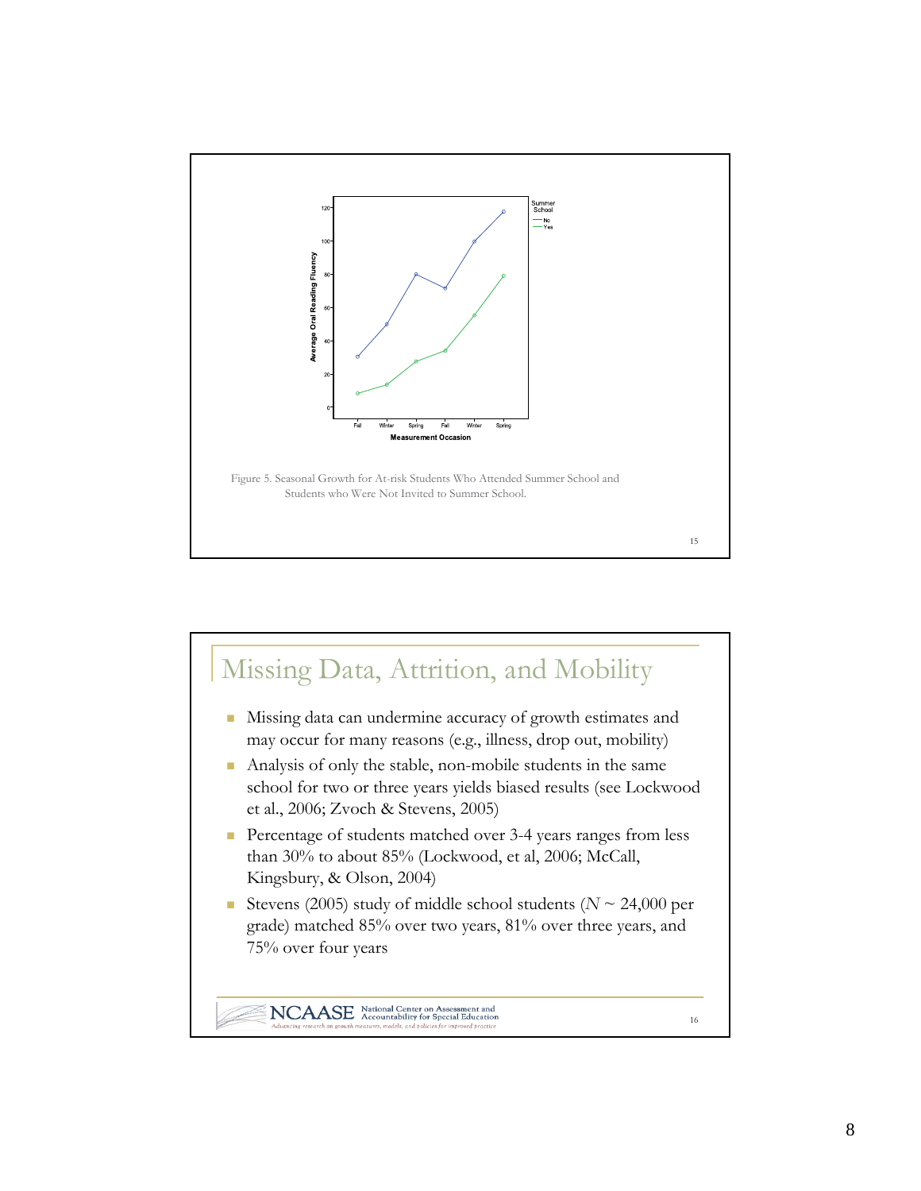Figure 5. Seasonal Growth for At-risk Students Who Attended Summer School and Students who Were Not Invited to Summer School.

## Missing Data, Attrition, and Mobility

- Missing data can undermine accuracy of growth estimates and may occur for many reasons (e.g., illness, drop out, mobility)
- Analysis of only the stable, non-mobile students in the same school for two or three years yields biased results (see Lockwood et al., 2006; Zvoch & Stevens, 2005)
- Percentage of students matched over 3-4 years ranges from less than 30% to about 85% (Lockwood, et al, 2006; McCall, Kingsbury, & Olson, 2004)
- Stevens (2005) study of middle school students ($N \sim 24{,}000$ per grade) matched 85% over two years, 81% over three years, and 75% over four years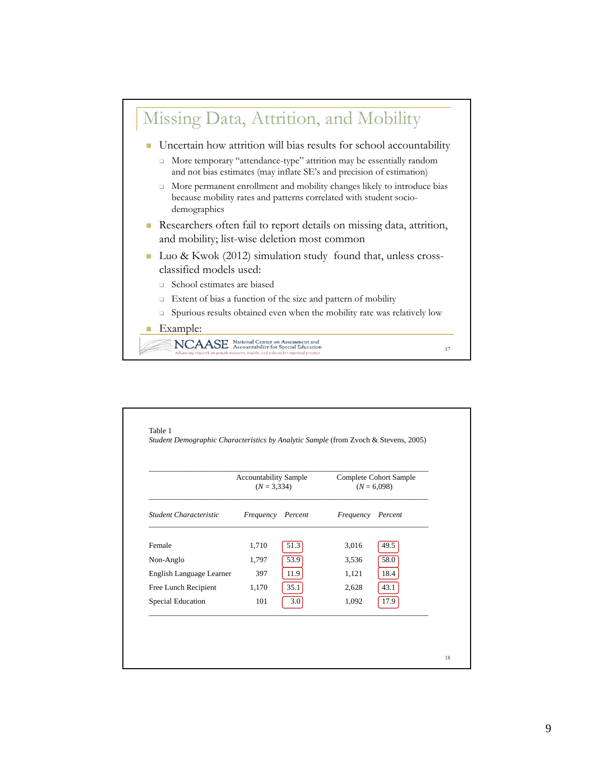## Missing Data, Attrition, and Mobility

- Uncertain how attrition will bias results for school accountability
  - More temporary "attendance-type" attrition may be essentially random and not bias estimates (may inflate SE's and precision of estimation)
  - More permanent enrollment and mobility changes likely to introduce bias because mobility rates and patterns correlated with student socio-demographics
- Researchers often fail to report details on missing data, attrition, and mobility; list-wise deletion most common
- Luo & Kwok (2012) simulation study found that, unless cross-classified models used:
  - School estimates are biased
  - Extent of bias a function of the size and pattern of mobility
  - Spurious results obtained even when the mobility rate was relatively low
- Example:

NCAASE National Center on Assessment and Accountability for Special Education
*Advancing research on growth measures, models, and policies for improved practice*

Table 1
*Student Demographic Characteristics by Analytic Sample* (from Zvoch & Stevens, 2005)

| | Accountability Sample ($N$ = 3,334) | | Complete Cohort Sample ($N$ = 6,098) | |
|---|---|---|---|---|
| *Student Characteristic* | *Frequency* | *Percent* | *Frequency* | *Percent* |
| Female | 1,710 | 51.3 | 3,016 | 49.5 |
| Non-Anglo | 1,797 | 53.9 | 3,536 | 58.0 |
| English Language Learner | 397 | 11.9 | 1,121 | 18.4 |
| Free Lunch Recipient | 1,170 | 35.1 | 2,628 | 43.1 |
| Special Education | 101 | 3.0 | 1,092 | 17.9 |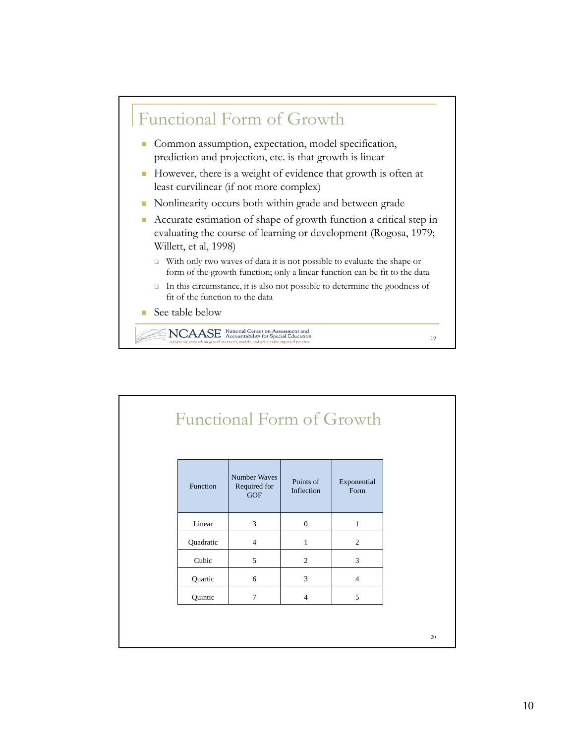## Functional Form of Growth

- Common assumption, expectation, model specification, prediction and projection, etc. is that growth is linear
- However, there is a weight of evidence that growth is often at least curvilinear (if not more complex)
- Nonlinearity occurs both within grade and between grade
- Accurate estimation of shape of growth function a critical step in evaluating the course of learning or development (Rogosa, 1979; Willett, et al, 1998)
  - With only two waves of data it is not possible to evaluate the shape or form of the growth function; only a linear function can be fit to the data
  - In this circumstance, it is also not possible to determine the goodness of fit of the function to the data
- See table below

## Functional Form of Growth

| Function | Number Waves Required for GOF | Points of Inflection | Exponential Form |
|---|---|---|---|
| Linear | 3 | 0 | 1 |
| Quadratic | 4 | 1 | 2 |
| Cubic | 5 | 2 | 3 |
| Quartic | 6 | 3 | 4 |
| Quintic | 7 | 4 | 5 |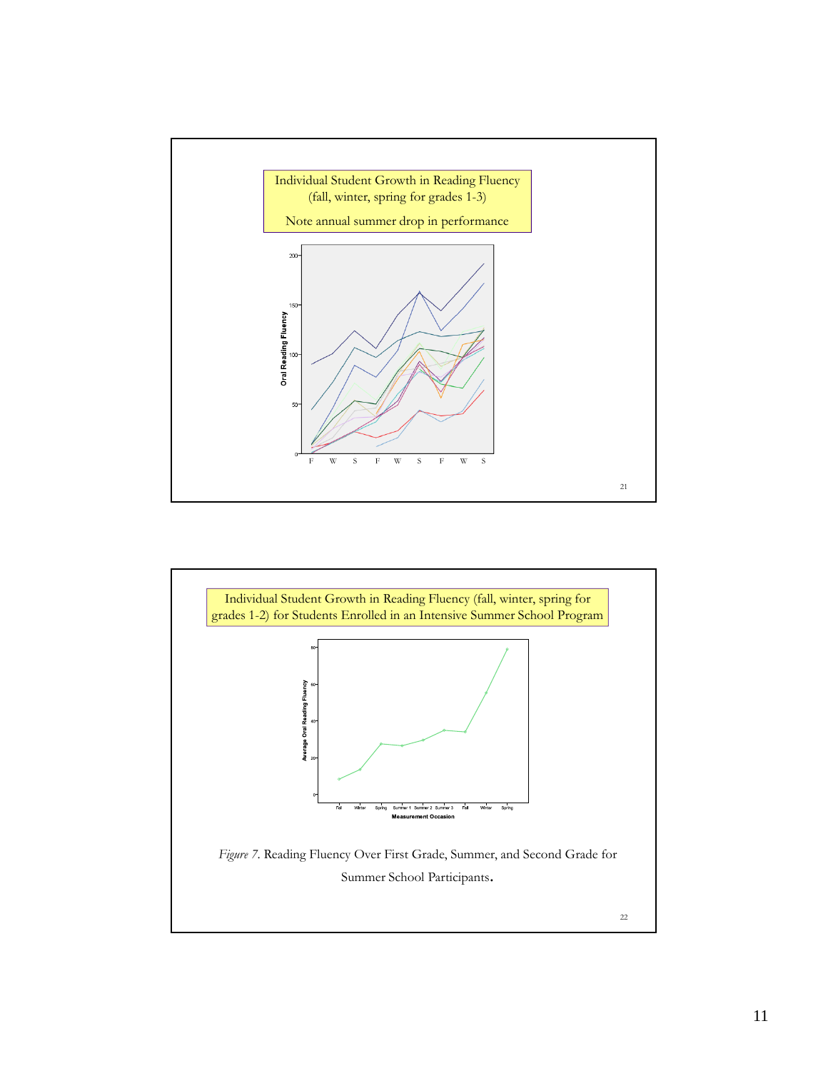Individual Student Growth in Reading Fluency (fall, winter, spring for grades 1-3)

Note annual summer drop in performance

Individual Student Growth in Reading Fluency (fall, winter, spring for grades 1-2) for Students Enrolled in an Intensive Summer School Program

*Figure 7*. Reading Fluency Over First Grade, Summer, and Second Grade for Summer School Participants.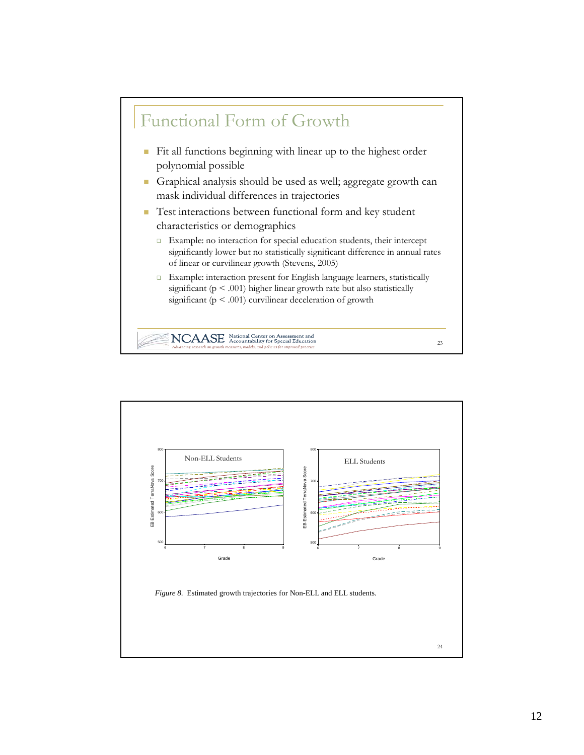# Functional Form of Growth

- Fit all functions beginning with linear up to the highest order polynomial possible
- Graphical analysis should be used as well; aggregate growth can mask individual differences in trajectories
- Test interactions between functional form and key student characteristics or demographics
  - Example: no interaction for special education students, their intercept significantly lower but no statistically significant difference in annual rates of linear or curvilinear growth (Stevens, 2005)
  - Example: interaction present for English language learners, statistically significant ($p < .001$) higher linear growth rate but also statistically significant ($p < .001$) curvilinear deceleration of growth

NCAASE National Center on Assessment and Accountability for Special Education
*Advancing research on growth measures, models, and policies for improved practice*

*Figure 8*. Estimated growth trajectories for Non-ELL and ELL students.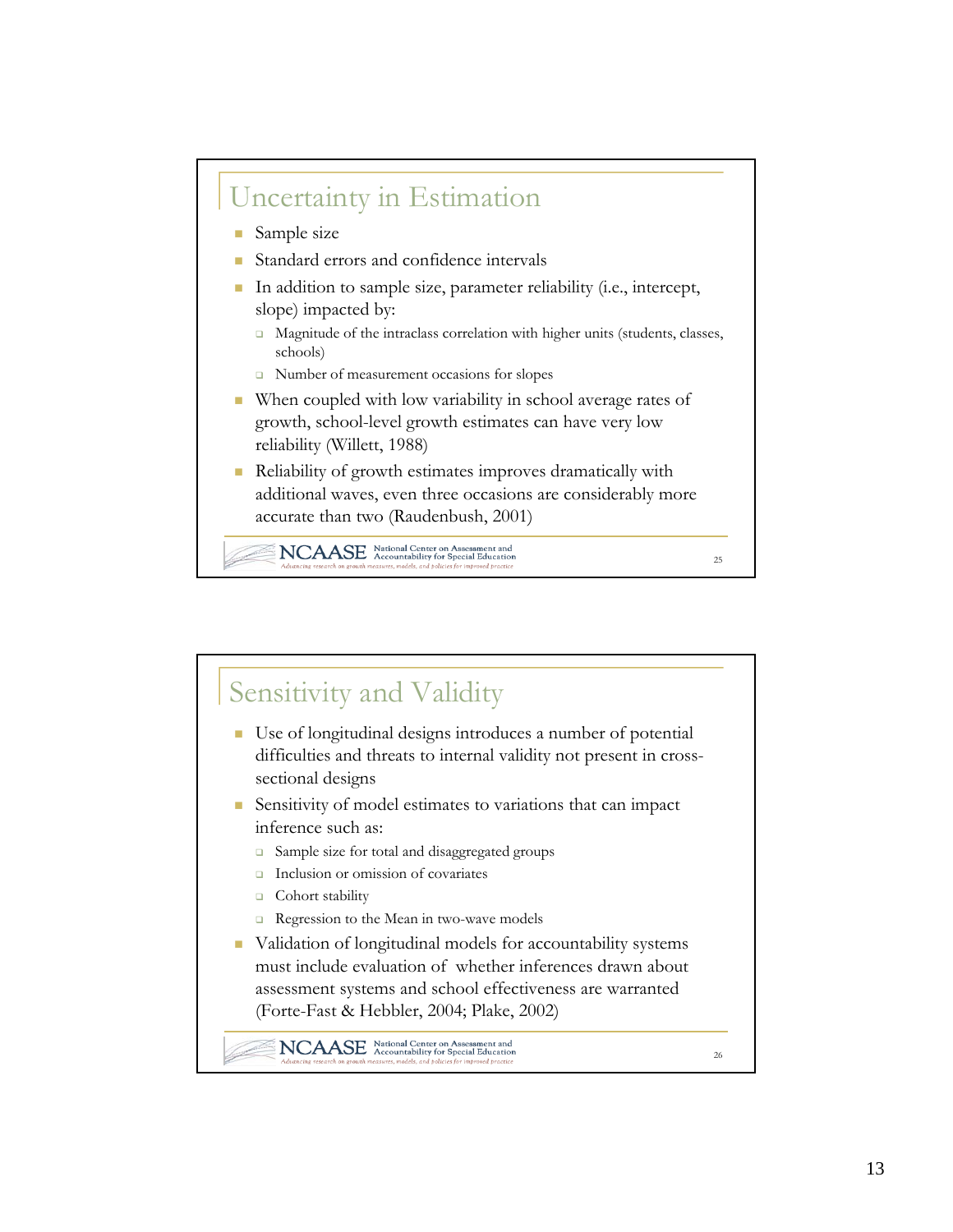## Uncertainty in Estimation

- Sample size
- Standard errors and confidence intervals
- In addition to sample size, parameter reliability (i.e., intercept, slope) impacted by:
  - Magnitude of the intraclass correlation with higher units (students, classes, schools)
  - Number of measurement occasions for slopes
- When coupled with low variability in school average rates of growth, school-level growth estimates can have very low reliability (Willett, 1988)
- Reliability of growth estimates improves dramatically with additional waves, even three occasions are considerably more accurate than two (Raudenbush, 2001)

NCAASE National Center on Assessment and Accountability for Special Education
*Advancing research on growth measures, models, and policies for improved practice*

## Sensitivity and Validity

- Use of longitudinal designs introduces a number of potential difficulties and threats to internal validity not present in cross-sectional designs
- Sensitivity of model estimates to variations that can impact inference such as:
  - Sample size for total and disaggregated groups
  - Inclusion or omission of covariates
  - Cohort stability
  - Regression to the Mean in two-wave models
- Validation of longitudinal models for accountability systems must include evaluation of whether inferences drawn about assessment systems and school effectiveness are warranted (Forte-Fast & Hebbler, 2004; Plake, 2002)

NCAASE National Center on Assessment and Accountability for Special Education
*Advancing research on growth measures, models, and policies for improved practice*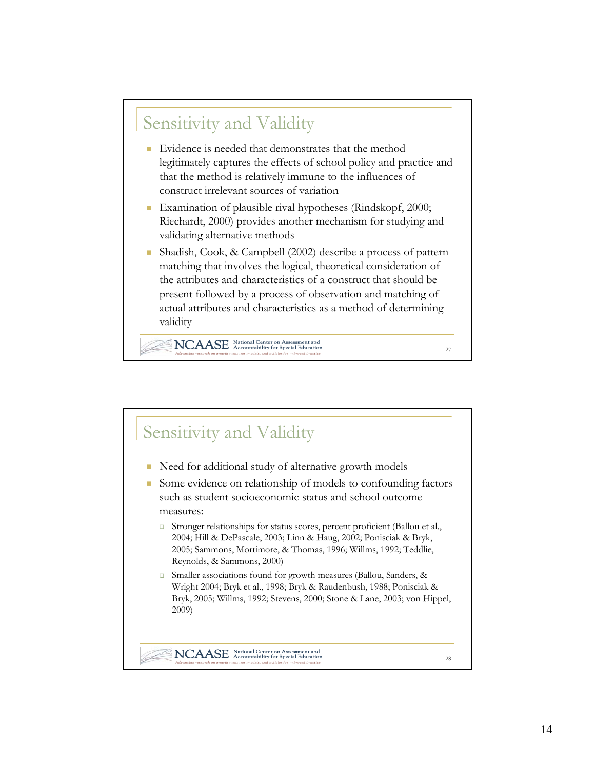## Sensitivity and Validity

- Evidence is needed that demonstrates that the method legitimately captures the effects of school policy and practice and that the method is relatively immune to the influences of construct irrelevant sources of variation
- Examination of plausible rival hypotheses (Rindskopf, 2000; Riechardt, 2000) provides another mechanism for studying and validating alternative methods
- Shadish, Cook, & Campbell (2002) describe a process of pattern matching that involves the logical, theoretical consideration of the attributes and characteristics of a construct that should be present followed by a process of observation and matching of actual attributes and characteristics as a method of determining validity

## Sensitivity and Validity

- Need for additional study of alternative growth models
- Some evidence on relationship of models to confounding factors such as student socioeconomic status and school outcome measures:
  - Stronger relationships for status scores, percent proficient (Ballou et al., 2004; Hill & DePascale, 2003; Linn & Haug, 2002; Ponisciak & Bryk, 2005; Sammons, Mortimore, & Thomas, 1996; Willms, 1992; Teddlie, Reynolds, & Sammons, 2000)
  - Smaller associations found for growth measures (Ballou, Sanders, & Wright 2004; Bryk et al., 1998; Bryk & Raudenbush, 1988; Ponisciak & Bryk, 2005; Willms, 1992; Stevens, 2000; Stone & Lane, 2003; von Hippel, 2009)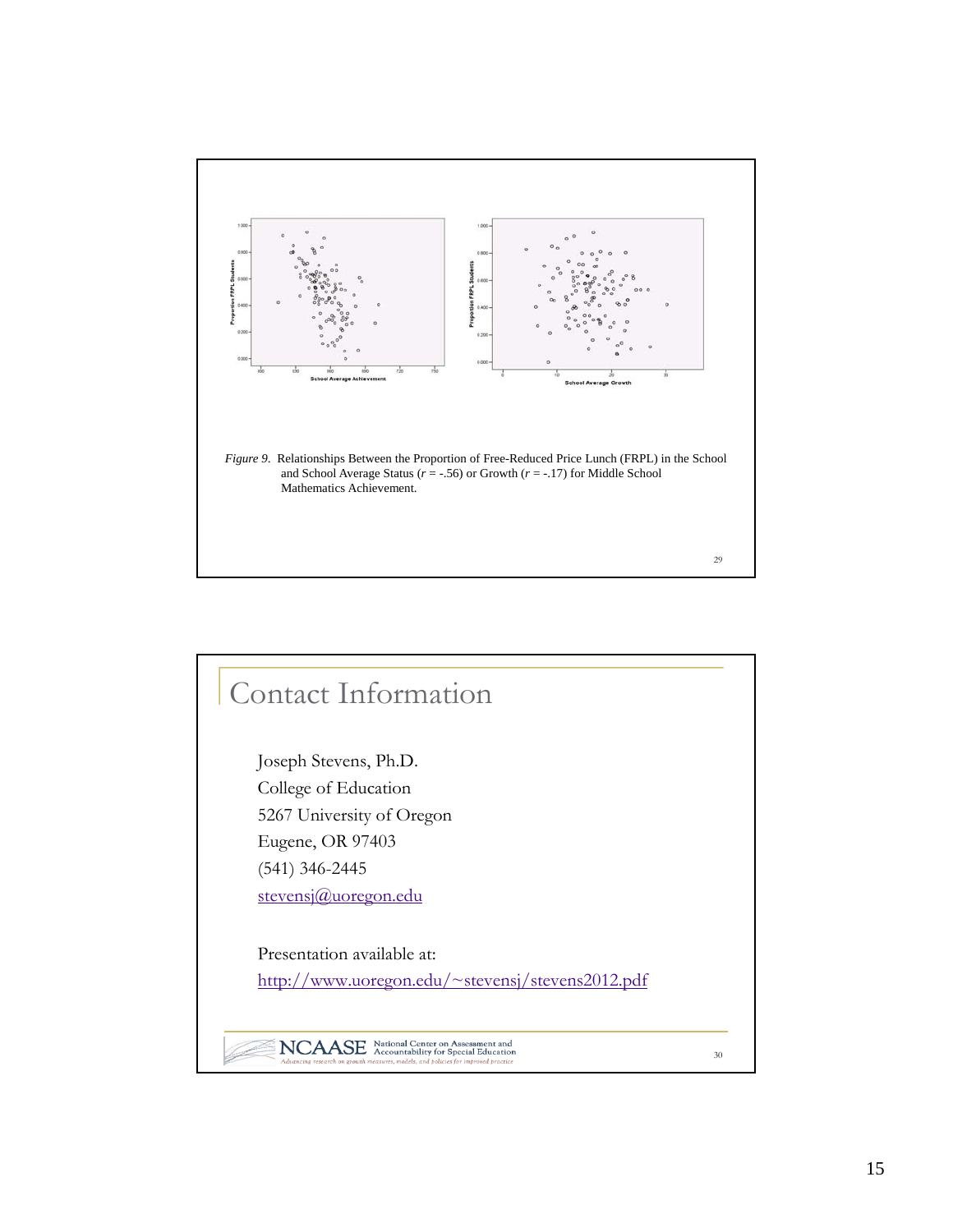1.000
0.800
0.600
0.400
0.200
0.000

Proportion FRPL Students

600 630 660 690 720 750

School Average Achievement

1.000
0.800
0.600
0.400
0.200
0.000

Proportion FRPL Students

0 10 20 30

School Average Growth

*Figure 9.* Relationships Between the Proportion of Free-Reduced Price Lunch (FRPL) in the School and School Average Status ($r$ = -.56) or Growth ($r$ = -.17) for Middle School Mathematics Achievement.

## Contact Information

Joseph Stevens, Ph.D.
College of Education
5267 University of Oregon
Eugene, OR 97403
(541) 346-2445
stevensj@uoregon.edu

Presentation available at:
http://www.uoregon.edu/~stevensj/stevens2012.pdf

NCAASE National Center on Assessment and Accountability for Special Education
Advancing research on growth measures, models, and policies for improved practice